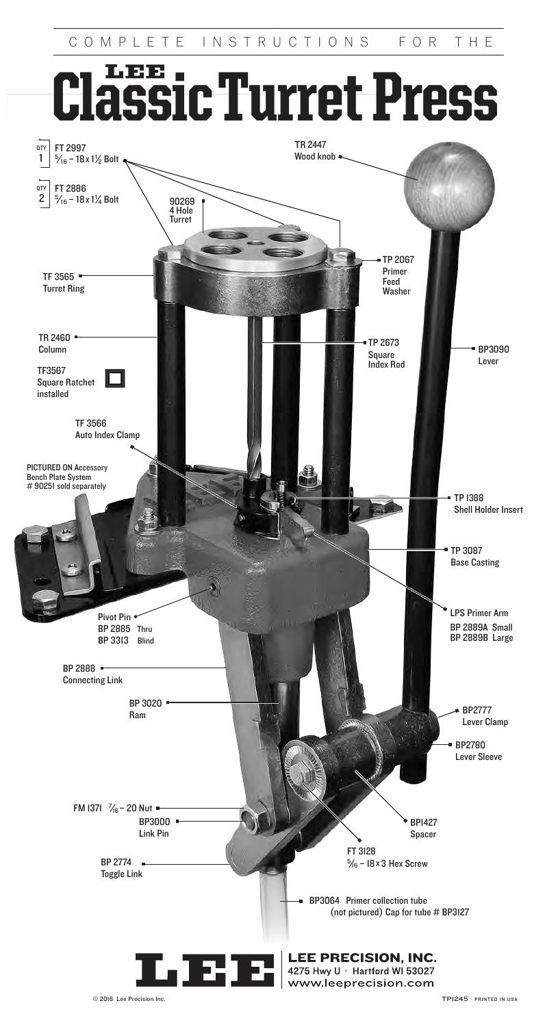COMPLETE INSTRUCTIONS FOR THE

# LEE Classic Turret Press

- QTY 1 — FT 2997 $\frac{5}{16}$ – 18 x 1½ Bolt
- QTY 2 — FT 2886 $\frac{5}{16}$ – 18 x 1¼ Bolt
- 90269 4 Hole Turret
- TR 2447 Wood knob
- TF 3565 Turret Ring
- TP 2067 Primer Feed Washer
- TR 2460 Column
- TF3567 Square Ratchet installed
- TP 2673 Square Index Rod
- BP3090 Lever
- TF 3566 Auto Index Clamp
- PICTURED ON Accessory Bench Plate System # 90251 sold separately
- TP 1388 Shell Holder Insert
- TP 3087 Base Casting
- Pivot Pin BP 2885 Thru, BP 3313 Blind
- LPS Primer Arm BP 2889A Small, BP 2889B Large
- BP 2888 Connecting Link
- BP 3020 Ram
- BP2777 Lever Clamp
- BP2780 Lever Sleeve
- FM 1371 $\frac{7}{16}$ – 20 Nut
- BP3000 Link Pin
- BP1427 Spacer
- FT 3128 $\frac{5}{16}$ – 18 x 3 Hex Screw
- BP 2774 Toggle Link
- BP3064 Primer collection tube (not pictured) Cap for tube # BP3127

**LEE PRECISION, INC.**
4275 Hwy U · Hartford WI 53027
www.leeprecision.com

© 2016 Lee Precision Inc.

TP1245 PRINTED IN USA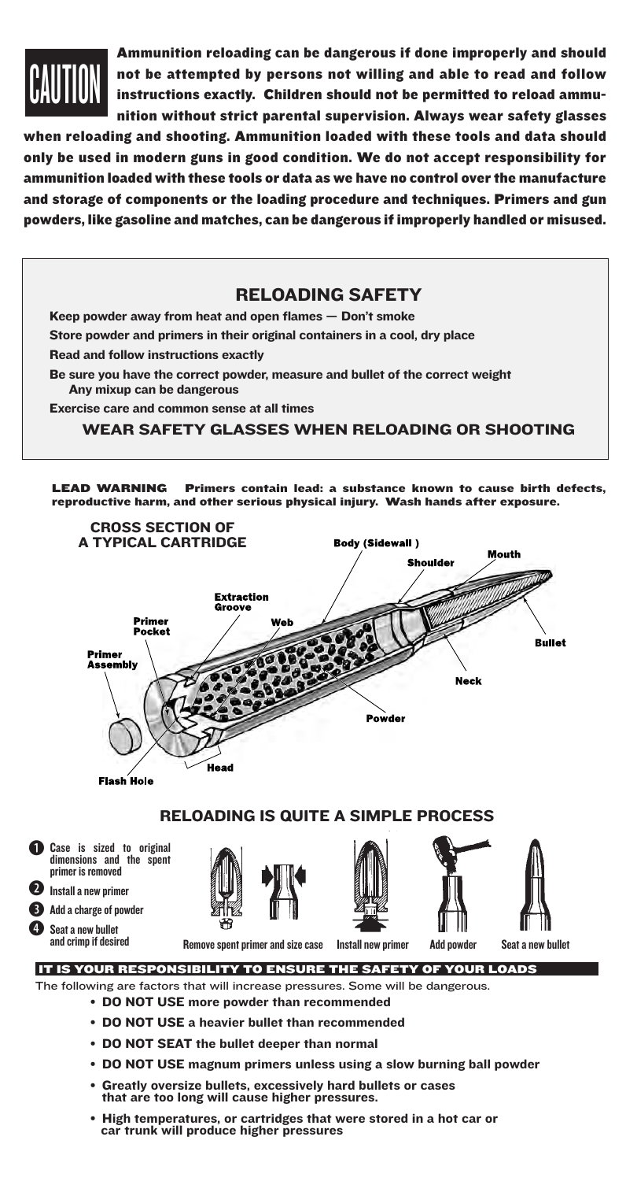**CAUTION** **Ammunition reloading can be dangerous if done improperly and should not be attempted by persons not willing and able to read and follow instructions exactly. Children should not be permitted to reload ammunition without strict parental supervision. Always wear safety glasses when reloading and shooting. Ammunition loaded with these tools and data should only be used in modern guns in good condition. We do not accept responsibility for ammunition loaded with these tools or data as we have no control over the manufacture and storage of components or the loading procedure and techniques. Primers and gun powders, like gasoline and matches, can be dangerous if improperly handled or misused.**

## RELOADING SAFETY

**Keep powder away from heat and open flames — Don't smoke**

**Store powder and primers in their original containers in a cool, dry place**

**Read and follow instructions exactly**

**Be sure you have the correct powder, measure and bullet of the correct weight Any mixup can be dangerous**

**Exercise care and common sense at all times**

**WEAR SAFETY GLASSES WHEN RELOADING OR SHOOTING**

**LEAD WARNING** **Primers contain lead: a substance known to cause birth defects, reproductive harm, and other serious physical injury. Wash hands after exposure.**

**CROSS SECTION OF A TYPICAL CARTRIDGE**

Body (Sidewall), Shoulder, Mouth, Extraction Groove, Primer Pocket, Web, Bullet, Primer Assembly, Neck, Powder, Head, Flash Hole

## RELOADING IS QUITE A SIMPLE PROCESS

1. Case is sized to original dimensions and the spent primer is removed
2. Install a new primer
3. Add a charge of powder
4. Seat a new bullet and crimp if desired

Remove spent primer and size case — Install new primer — Add powder — Seat a new bullet

### IT IS YOUR RESPONSIBILITY TO ENSURE THE SAFETY OF YOUR LOADS

The following are factors that will increase pressures. Some will be dangerous.

- **DO NOT USE** more powder than recommended
- **DO NOT USE** a heavier bullet than recommended
- **DO NOT SEAT** the bullet deeper than normal
- **DO NOT USE** magnum primers unless using a slow burning ball powder
- Greatly oversize bullets, excessively hard bullets or cases that are too long will cause higher pressures.
- High temperatures, or cartridges that were stored in a hot car or car trunk will produce higher pressures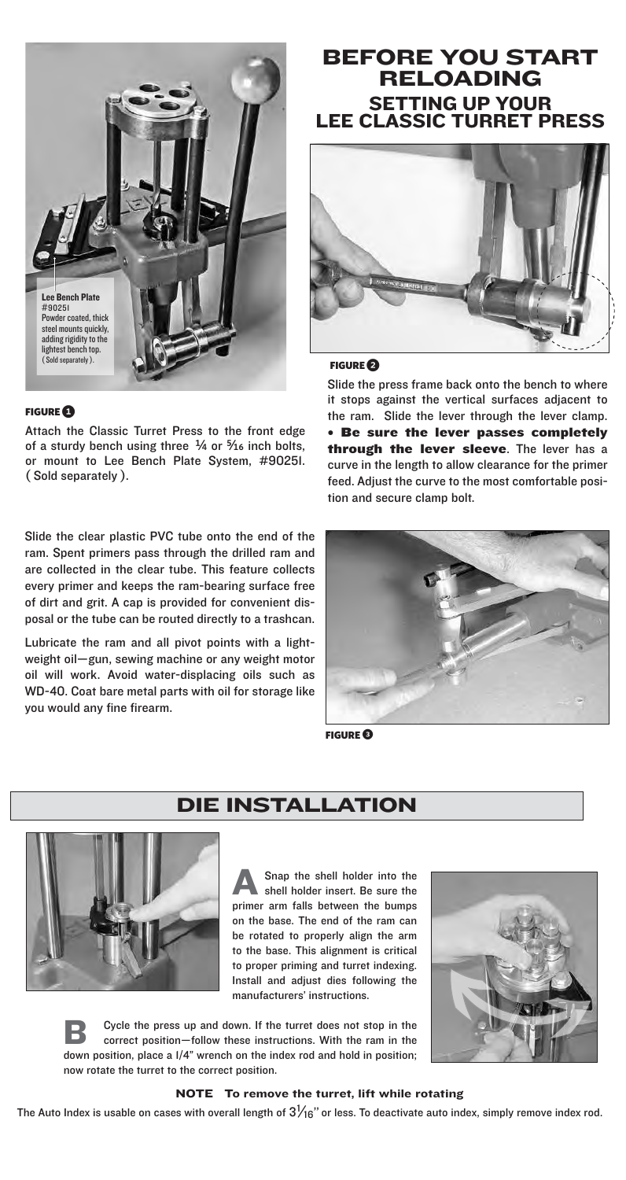# BEFORE YOU START RELOADING

## SETTING UP YOUR LEE CLASSIC TURRET PRESS

**Lee Bench Plate**
#90251
Powder coated, thick steel mounts quickly, adding rigidity to the lightest bench top.
( Sold separately ).

**FIGURE 1**

Attach the Classic Turret Press to the front edge of a sturdy bench using three ¼ or 5⁄16 inch bolts, or mount to Lee Bench Plate System, #90251. ( Sold separately ).

**FIGURE 2**

Slide the press frame back onto the bench to where it stops against the vertical surfaces adjacent to the ram. Slide the lever through the lever clamp. **• Be sure the lever passes completely through the lever sleeve**. The lever has a curve in the length to allow clearance for the primer feed. Adjust the curve to the most comfortable position and secure clamp bolt.

Slide the clear plastic PVC tube onto the end of the ram. Spent primers pass through the drilled ram and are collected in the clear tube. This feature collects every primer and keeps the ram-bearing surface free of dirt and grit. A cap is provided for convenient disposal or the tube can be routed directly to a trashcan.

Lubricate the ram and all pivot points with a lightweight oil—gun, sewing machine or any weight motor oil will work. Avoid water-displacing oils such as WD-40. Coat bare metal parts with oil for storage like you would any fine firearm.

**FIGURE 3**

## DIE INSTALLATION

**A** Snap the shell holder into the shell holder insert. Be sure the primer arm falls between the bumps on the base. The end of the ram can be rotated to properly align the arm to the base. This alignment is critical to proper priming and turret indexing. Install and adjust dies following the manufacturers' instructions.

**B** Cycle the press up and down. If the turret does not stop in the correct position—follow these instructions. With the ram in the down position, place a 1/4" wrench on the index rod and hold in position; now rotate the turret to the correct position.

**NOTE To remove the turret, lift while rotating**

The Auto Index is usable on cases with overall length of 3 1⁄16" or less. To deactivate auto index, simply remove index rod.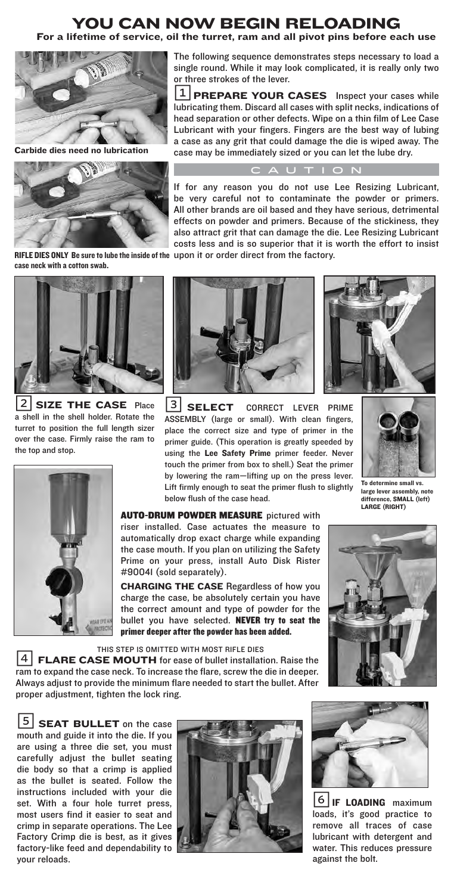# YOU CAN NOW BEGIN RELOADING

**For a lifetime of service, oil the turret, ram and all pivot pins before each use**

**Carbide dies need no lubrication**

**RIFLE DIES ONLY Be sure to lube the inside of the case neck with a cotton swab.**

The following sequence demonstrates steps necessary to load a single round. While it may look complicated, it is really only two or three strokes of the lever.

**1 PREPARE YOUR CASES** Inspect your cases while lubricating them. Discard all cases with split necks, indications of head separation or other defects. Wipe on a thin film of Lee Case Lubricant with your fingers. Fingers are the best way of lubing a case as any grit that could damage the die is wiped away. The case may be immediately sized or you can let the lube dry.

## CAUTION

If for any reason you do not use Lee Resizing Lubricant, be very careful not to contaminate the powder or primers. All other brands are oil based and they have serious, detrimental effects on powder and primers. Because of the stickiness, they also attract grit that can damage the die. Lee Resizing Lubricant costs less and is so superior that it is worth the effort to insist upon it or order direct from the factory.

**2 SIZE THE CASE** Place a shell in the shell holder. Rotate the turret to position the full length sizer over the case. Firmly raise the ram to the top and stop.

**3 SELECT** CORRECT LEVER PRIME ASSEMBLY (large or small). With clean fingers, place the correct size and type of primer in the primer guide. (This operation is greatly speeded by using the **Lee Safety Prime** primer feeder. Never touch the primer from box to shell.) Seat the primer by lowering the ram—lifting up on the press lever. Lift firmly enough to seat the primer flush to slightly below flush of the case head.

**To determine small vs. large lever assembly, note difference, SMALL (left) LARGE (RIGHT)**

**AUTO-DRUM POWDER MEASURE** pictured with riser installed. Case actuates the measure to automatically drop exact charge while expanding the case mouth. If you plan on utilizing the Safety Prime on your press, install Auto Disk Rister #90041 (sold separately).

**CHARGING THE CASE** Regardless of how you charge the case, be absolutely certain you have the correct amount and type of powder for the bullet you have selected. **NEVER try to seat the primer deeper after the powder has been added.**

THIS STEP IS OMITTED WITH MOST RIFLE DIES

**4 FLARE CASE MOUTH** for ease of bullet installation. Raise the ram to expand the case neck. To increase the flare, screw the die in deeper. Always adjust to provide the minimum flare needed to start the bullet. After proper adjustment, tighten the lock ring.

**5 SEAT BULLET** on the case mouth and guide it into the die. If you are using a three die set, you must carefully adjust the bullet seating die body so that a crimp is applied as the bullet is seated. Follow the instructions included with your die set. With a four hole turret press, most users find it easier to seat and crimp in separate operations. The Lee Factory Crimp die is best, as it gives factory-like feed and dependability to your reloads.

**6 IF LOADING** maximum loads, it's good practice to remove all traces of case lubricant with detergent and water. This reduces pressure against the bolt.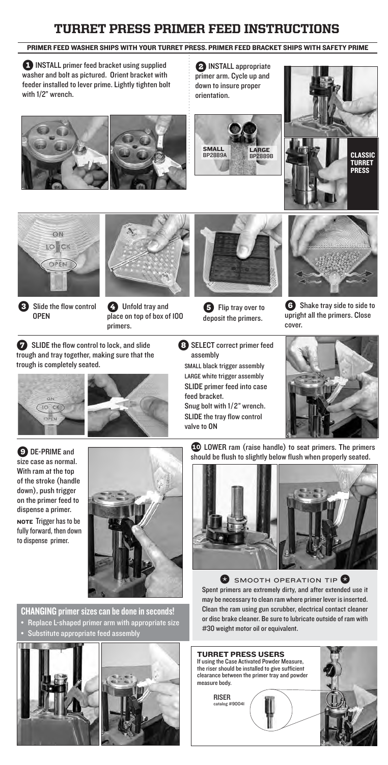# TURRET PRESS PRIMER FEED INSTRUCTIONS

**PRIMER FEED WASHER SHIPS WITH YOUR TURRET PRESS. PRIMER FEED BRACKET SHIPS WITH SAFETY PRIME**

**1** **INSTALL** primer feed bracket using supplied washer and bolt as pictured. Orient bracket with feeder installed to lever prime. Lightly tighten bolt with 1/2" wrench.

**2** **INSTALL** appropriate primer arm. Cycle up and down to insure proper orientation.

**SMALL** BP2889A

**LARGE** BP2889B

**CLASSIC TURRET PRESS**

**3** Slide the flow control **OPEN**

**4** Unfold tray and place on top of box of 100 primers.

**5** Flip tray over to deposit the primers.

**6** Shake tray side to side to upright all the primers. Close cover.

**7** **SLIDE** the flow control to lock, and slide trough and tray together, making sure that the trough is completely seated.

**8** **SELECT** correct primer feed assembly

SMALL black trigger assembly
LARGE white trigger assembly
**SLIDE** primer feed into case feed bracket.
Snug bolt with 1/2" wrench.
**SLIDE** the tray flow control valve to ON

**9** **DE-PRIME** and size case as normal. With ram at the top of the stroke (handle down), push trigger on the primer feed to dispense a primer.

**NOTE** Trigger has to be fully forward, then down to dispense primer.

**10** **LOWER** ram (raise handle) to seat primers. The primers should be flush to slightly below flush when properly seated.

## SMOOTH OPERATION TIP

Spent primers are extremely dirty, and after extended use it may be necessary to clean ram where primer lever is inserted. Clean the ram using gun scrubber, electrical contact cleaner or disc brake cleaner. Be sure to lubricate outside of ram with #30 weight motor oil or equivalent.

## CHANGING primer sizes can be done in seconds!

- Replace L-shaped primer arm with appropriate size
- Substitute appropriate feed assembly

## TURRET PRESS USERS

If using the Case Activated Powder Measure, the riser should be installed to give sufficient clearance between the primer tray and powder measure body.

RISER
catalog #90041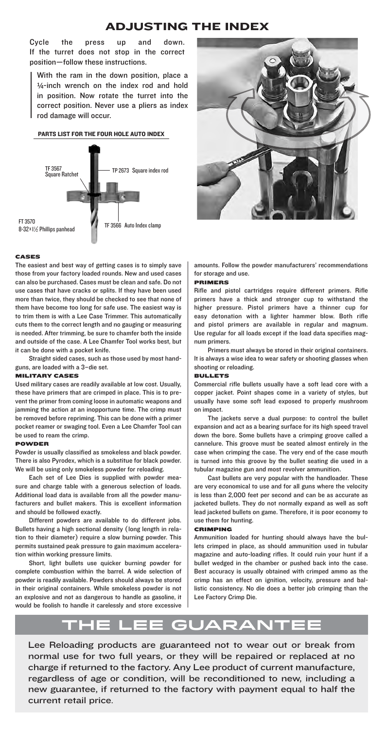# ADJUSTING THE INDEX

Cycle the press up and down. If the turret does not stop in the correct position—follow these instructions.

With the ram in the down position, place a ¼-inch wrench on the index rod and hold in position. Now rotate the turret into the correct position. Never use a pliers as index rod damage will occur.

**PARTS LIST FOR THE FOUR HOLE AUTO INDEX**

TF 3567 Square Ratchet

TP 2673 Square index rod

FT 3570 8-32 x 1½ Phillips panhead

TF 3566 Auto Index clamp

### CASES

The easiest and best way of getting cases is to simply save those from your factory loaded rounds. New and used cases can also be purchased. Cases must be clean and safe. Do not use cases that have cracks or splits. If they have been used more than twice, they should be checked to see that none of them have become too long for safe use. The easiest way is to trim them is with a Lee Case Trimmer. This automatically cuts them to the correct length and no gauging or measuring is needed. After trimming, be sure to chamfer both the inside and outside of the case. A Lee Chamfer Tool works best, but it can be done with a pocket knife.

Straight sided cases, such as those used by most handguns, are loaded with a 3–die set.

### MILITARY CASES

Used military cases are readily available at low cost. Usually, these have primers that are crimped in place. This is to prevent the primer from coming loose in automatic weapons and jamming the action at an inopportune time. The crimp must be removed before repriming. This can be done with a primer pocket reamer or swaging tool. Even a Lee Chamfer Tool can be used to ream the crimp.

### POWDER

Powder is usually classified as smokeless and black powder. There is also Pyrodex, which is a substitue for black powder. We will be using only smokeless powder for reloading.

Each set of Lee Dies is supplied with powder measure and charge table with a generous selection of loads. Additional load data is available from all the powder manufacturers and bullet makers. This is excellent information and should be followed exactly.

Different powders are available to do different jobs. Bullets having a high sectional density (long length in relation to their diameter) require a slow burning powder. This permits sustained peak pressure to gain maximum acceleration within working pressure limits.

Short, light bullets use quicker burning powder for complete combustion within the barrel. A wide selection of powder is readily available. Powders should always be stored in their original containers. While smokeless powder is not an explosive and not as dangerous to handle as gasoline, it would be foolish to handle it carelessly and store excessive amounts. Follow the powder manufacturers' recommendations for storage and use.

### PRIMERS

Rifle and pistol cartridges require different primers. Rifle primers have a thick and stronger cup to withstand the higher pressure. Pistol primers have a thinner cup for easy detonation with a lighter hammer blow. Both rifle and pistol primers are available in regular and magnum. Use regular for all loads except if the load data specifies magnum primers.

Primers must always be stored in their original containers. It is always a wise idea to wear safety or shooting glasses when shooting or reloading.

### BULLETS

Commercial rifle bullets usually have a soft lead core with a copper jacket. Point shapes come in a variety of styles, but usually have some soft lead exposed to properly mushroom on impact.

The jackets serve a dual purpose: to control the bullet expansion and act as a bearing surface for its high speed travel down the bore. Some bullets have a crimping groove called a cannelure. This groove must be seated almost entirely in the case when crimping the case. The very end of the case mouth is turned into this groove by the bullet seating die used in a tubular magazine gun and most revolver ammunition.

Cast bullets are very popular with the handloader. These are very economical to use and for all guns where the velocity is less than 2,000 feet per second and can be as accurate as jacketed bullets. They do not normally expand as well as soft lead jacketed bullets on game. Therefore, it is poor economy to use them for hunting.

### CRIMPING

Ammunition loaded for hunting should always have the bullets crimped in place, as should ammunition used in tubular magazine and auto-loading rifles. It could ruin your hunt if a bullet wedged in the chamber or pushed back into the case. Best accuracy is usually obtained with crimped ammo as the crimp has an effect on ignition, velocity, pressure and ballistic consistency. No die does a better job crimping than the Lee Factory Crimp Die.

# THE LEE GUARANTEE

Lee Reloading products are guaranteed not to wear out or break from normal use for two full years, or they will be repaired or replaced at no charge if returned to the factory. Any Lee product of current manufacture, regardless of age or condition, will be reconditioned to new, including a new guarantee, if returned to the factory with payment equal to half the current retail price.